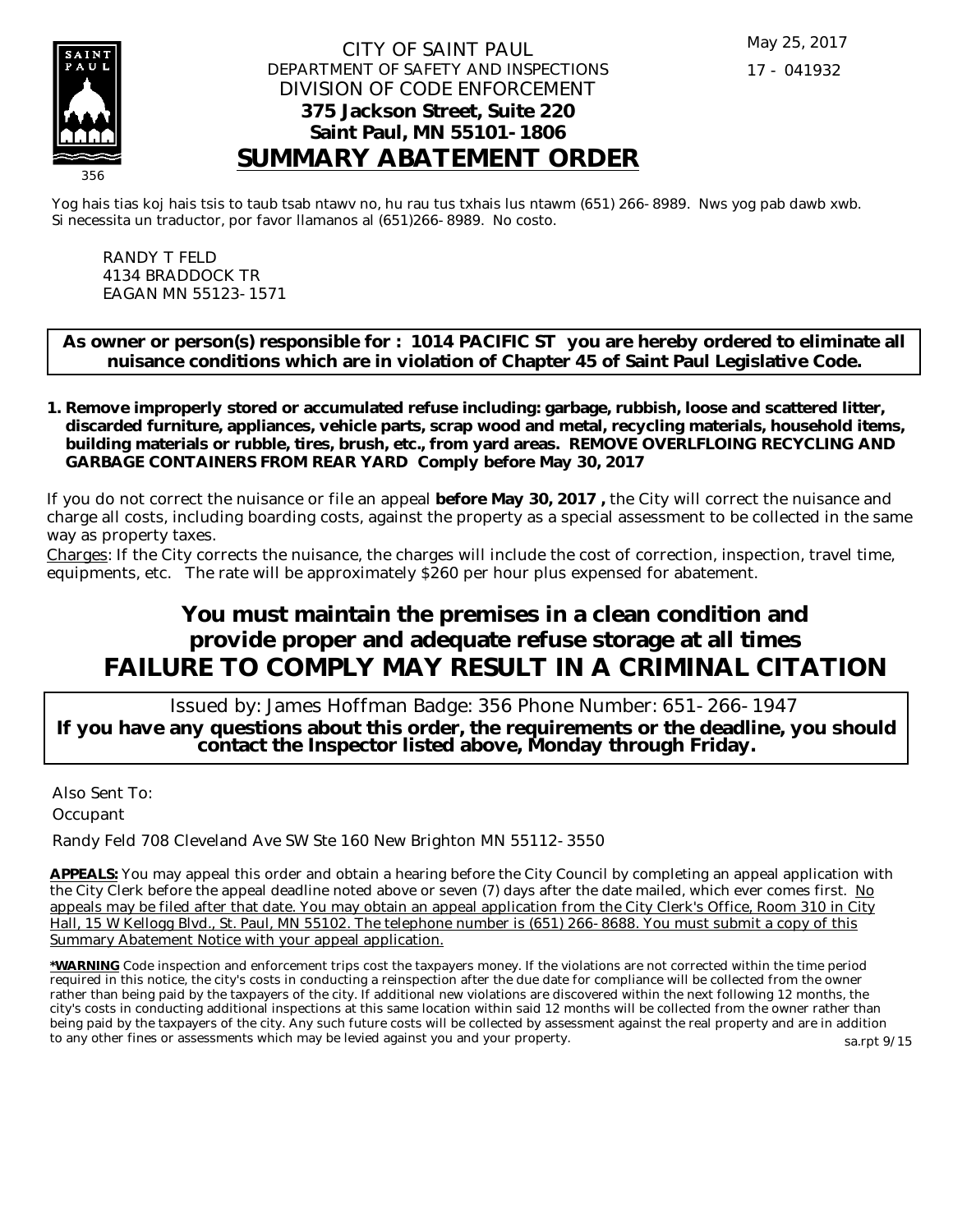May 25, 2017

17 - 041932

356

CITY OF SAINT PAUL
DEPARTMENT OF SAFETY AND INSPECTIONS
DIVISION OF CODE ENFORCEMENT
**375 Jackson Street, Suite 220**
**Saint Paul, MN 55101-1806**

# SUMMARY ABATEMENT ORDER

Yog hais tias koj hais tsis to taub tsab ntawv no, hu rau tus txhais lus ntawm (651) 266-8989. Nws yog pab dawb xwb.
Si necessita un traductor, por favor llamanos al (651)266-8989. No costo.

RANDY T FELD
4134 BRADDOCK TR
EAGAN MN 55123-1571

**As owner or person(s) responsible for : 1014 PACIFIC ST you are hereby ordered to eliminate all nuisance conditions which are in violation of Chapter 45 of Saint Paul Legislative Code.**

1. **Remove improperly stored or accumulated refuse including: garbage, rubbish, loose and scattered litter, discarded furniture, appliances, vehicle parts, scrap wood and metal, recycling materials, household items, building materials or rubble, tires, brush, etc., from yard areas. REMOVE OVERLFLOING RECYCLING AND GARBAGE CONTAINERS FROM REAR YARD Comply before May 30, 2017**

If you do not correct the nuisance or file an appeal **before May 30, 2017 ,** the City will correct the nuisance and charge all costs, including boarding costs, against the property as a special assessment to be collected in the same way as property taxes.

Charges: If the City corrects the nuisance, the charges will include the cost of correction, inspection, travel time, equipments, etc. The rate will be approximately $260 per hour plus expensed for abatement.

## You must maintain the premises in a clean condition and provide proper and adequate refuse storage at all times
## FAILURE TO COMPLY MAY RESULT IN A CRIMINAL CITATION

Issued by: James Hoffman Badge: 356 Phone Number: 651-266-1947

**If you have any questions about this order, the requirements or the deadline, you should contact the Inspector listed above, Monday through Friday.**

Also Sent To:

Occupant

Randy Feld 708 Cleveland Ave SW Ste 160 New Brighton MN 55112-3550

**APPEALS:** You may appeal this order and obtain a hearing before the City Council by completing an appeal application with the City Clerk before the appeal deadline noted above or seven (7) days after the date mailed, which ever comes first. No appeals may be filed after that date. You may obtain an appeal application from the City Clerk's Office, Room 310 in City Hall, 15 W Kellogg Blvd., St. Paul, MN 55102. The telephone number is (651) 266-8688. You must submit a copy of this Summary Abatement Notice with your appeal application.

***WARNING** Code inspection and enforcement trips cost the taxpayers money. If the violations are not corrected within the time period required in this notice, the city's costs in conducting a reinspection after the due date for compliance will be collected from the owner rather than being paid by the taxpayers of the city. If additional new violations are discovered within the next following 12 months, the city's costs in conducting additional inspections at this same location within said 12 months will be collected from the owner rather than being paid by the taxpayers of the city. Any such future costs will be collected by assessment against the real property and are in addition to any other fines or assessments which may be levied against you and your property.

sa.rpt 9/15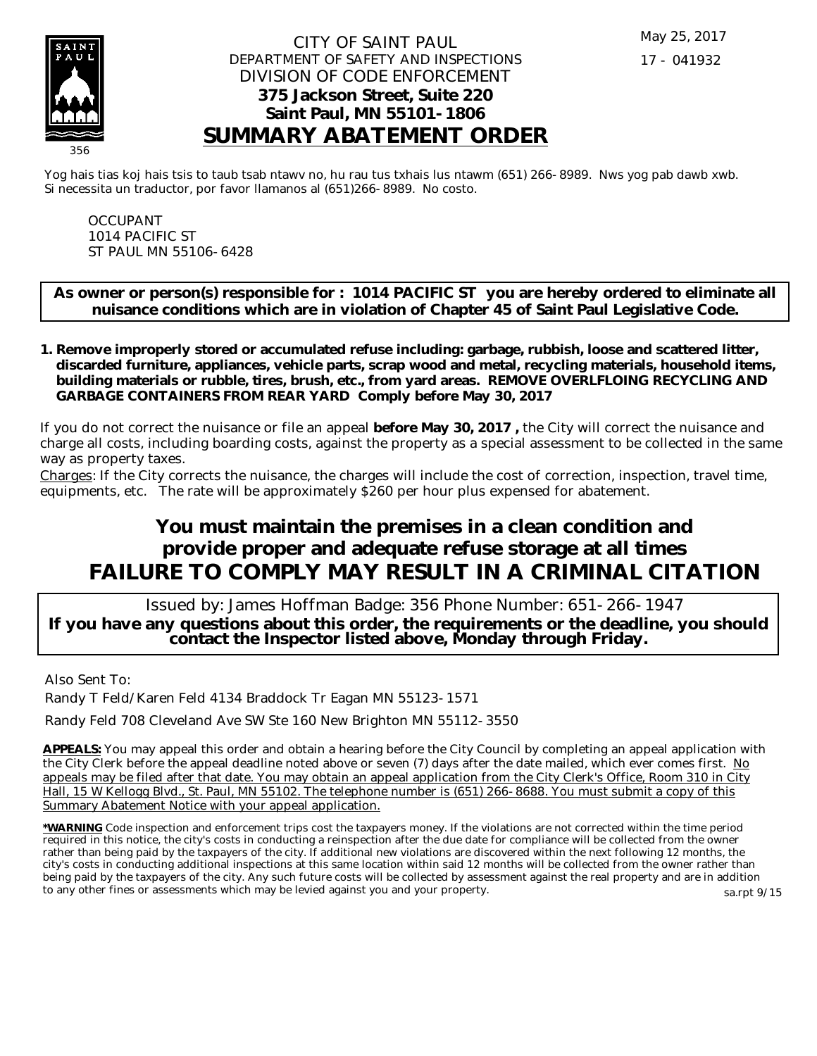CITY OF SAINT PAUL
DEPARTMENT OF SAFETY AND INSPECTIONS
DIVISION OF CODE ENFORCEMENT
**375 Jackson Street, Suite 220**
**Saint Paul, MN 55101-1806**

May 25, 2017

17 - 041932

# SUMMARY ABATEMENT ORDER

356

Yog hais tias koj hais tsis to taub tsab ntawv no, hu rau tus txhais lus ntawm (651) 266-8989. Nws yog pab dawb xwb.
Si necessita un traductor, por favor llamanos al (651)266-8989. No costo.

OCCUPANT
1014 PACIFIC ST
ST PAUL MN 55106-6428

**As owner or person(s) responsible for : 1014 PACIFIC ST you are hereby ordered to eliminate all nuisance conditions which are in violation of Chapter 45 of Saint Paul Legislative Code.**

1. **Remove improperly stored or accumulated refuse including: garbage, rubbish, loose and scattered litter, discarded furniture, appliances, vehicle parts, scrap wood and metal, recycling materials, household items, building materials or rubble, tires, brush, etc., from yard areas. REMOVE OVERLFLOING RECYCLING AND GARBAGE CONTAINERS FROM REAR YARD Comply before May 30, 2017**

If you do not correct the nuisance or file an appeal **before May 30, 2017 ,** the City will correct the nuisance and charge all costs, including boarding costs, against the property as a special assessment to be collected in the same way as property taxes.

Charges: If the City corrects the nuisance, the charges will include the cost of correction, inspection, travel time, equipments, etc. The rate will be approximately $260 per hour plus expensed for abatement.

## You must maintain the premises in a clean condition and provide proper and adequate refuse storage at all times

## FAILURE TO COMPLY MAY RESULT IN A CRIMINAL CITATION

Issued by: James Hoffman Badge: 356 Phone Number: 651-266-1947

**If you have any questions about this order, the requirements or the deadline, you should contact the Inspector listed above, Monday through Friday.**

Also Sent To:

Randy T Feld/Karen Feld 4134 Braddock Tr Eagan MN 55123-1571

Randy Feld 708 Cleveland Ave SW Ste 160 New Brighton MN 55112-3550

**APPEALS:** You may appeal this order and obtain a hearing before the City Council by completing an appeal application with the City Clerk before the appeal deadline noted above or seven (7) days after the date mailed, which ever comes first. No appeals may be filed after that date. You may obtain an appeal application from the City Clerk's Office, Room 310 in City Hall, 15 W Kellogg Blvd., St. Paul, MN 55102. The telephone number is (651) 266-8688. You must submit a copy of this Summary Abatement Notice with your appeal application.

**\*WARNING** Code inspection and enforcement trips cost the taxpayers money. If the violations are not corrected within the time period required in this notice, the city's costs in conducting a reinspection after the due date for compliance will be collected from the owner rather than being paid by the taxpayers of the city. If additional new violations are discovered within the next following 12 months, the city's costs in conducting additional inspections at this same location within said 12 months will be collected from the owner rather than being paid by the taxpayers of the city. Any such future costs will be collected by assessment against the real property and are in addition to any other fines or assessments which may be levied against you and your property.

sa.rpt 9/15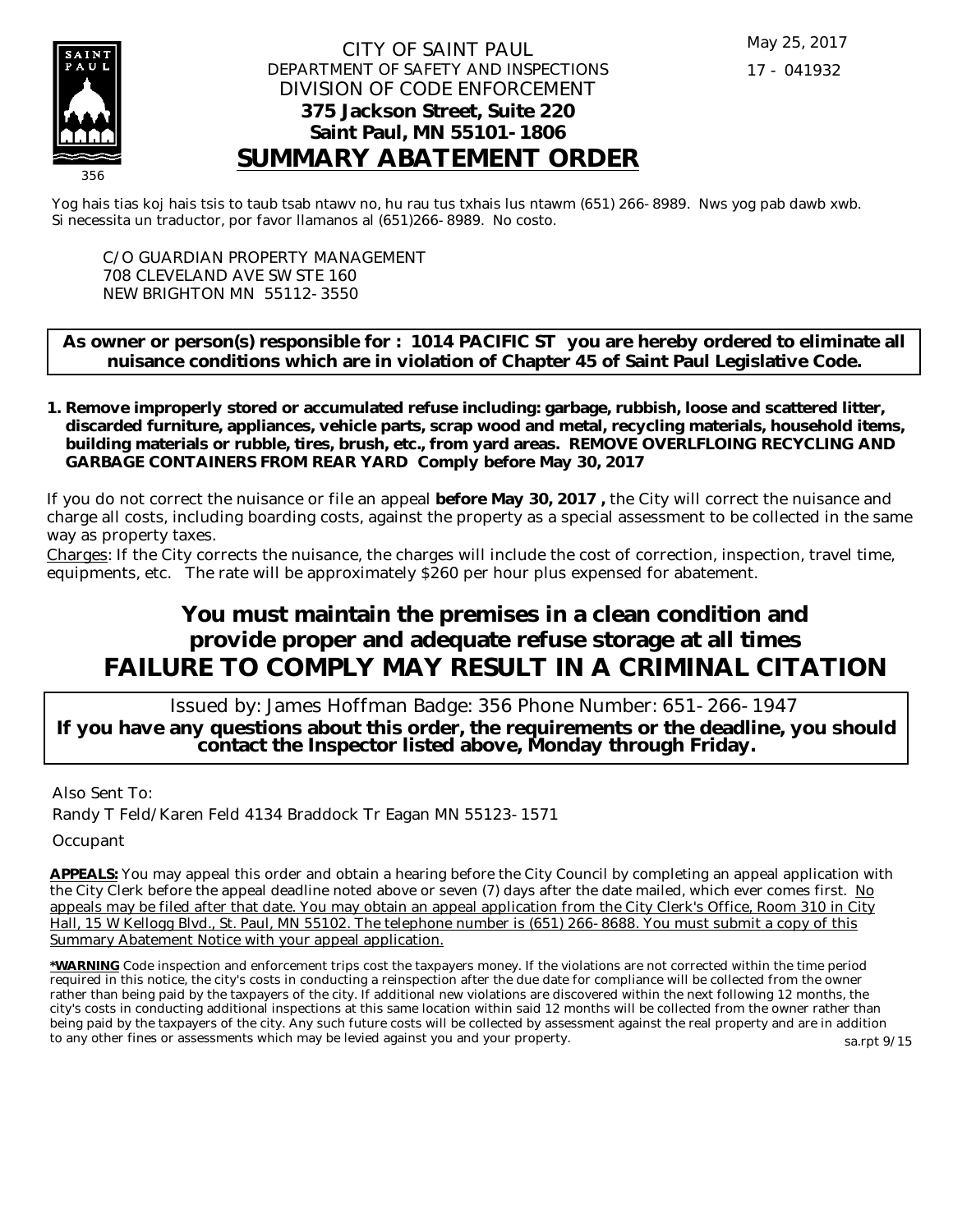May 25, 2017

17 - 041932

356

CITY OF SAINT PAUL
DEPARTMENT OF SAFETY AND INSPECTIONS
DIVISION OF CODE ENFORCEMENT
**375 Jackson Street, Suite 220**
**Saint Paul, MN 55101-1806**

# SUMMARY ABATEMENT ORDER

Yog hais tias koj hais tsis to taub tsab ntawv no, hu rau tus txhais lus ntawm (651) 266-8989. Nws yog pab dawb xwb.
Si necessita un traductor, por favor llamanos al (651)266-8989. No costo.

C/O GUARDIAN PROPERTY MANAGEMENT
708 CLEVELAND AVE SW STE 160
NEW BRIGHTON MN 55112-3550

**As owner or person(s) responsible for : 1014 PACIFIC ST you are hereby ordered to eliminate all nuisance conditions which are in violation of Chapter 45 of Saint Paul Legislative Code.**

1. **Remove improperly stored or accumulated refuse including: garbage, rubbish, loose and scattered litter, discarded furniture, appliances, vehicle parts, scrap wood and metal, recycling materials, household items, building materials or rubble, tires, brush, etc., from yard areas. REMOVE OVERLFLOING RECYCLING AND GARBAGE CONTAINERS FROM REAR YARD Comply before May 30, 2017**

If you do not correct the nuisance or file an appeal **before May 30, 2017 ,** the City will correct the nuisance and charge all costs, including boarding costs, against the property as a special assessment to be collected in the same way as property taxes.

Charges: If the City corrects the nuisance, the charges will include the cost of correction, inspection, travel time, equipments, etc. The rate will be approximately $260 per hour plus expensed for abatement.

## You must maintain the premises in a clean condition and provide proper and adequate refuse storage at all times

## FAILURE TO COMPLY MAY RESULT IN A CRIMINAL CITATION

Issued by: James Hoffman Badge: 356 Phone Number: 651-266-1947

**If you have any questions about this order, the requirements or the deadline, you should contact the Inspector listed above, Monday through Friday.**

Also Sent To:

Randy T Feld/Karen Feld 4134 Braddock Tr Eagan MN 55123-1571

Occupant

**APPEALS:** You may appeal this order and obtain a hearing before the City Council by completing an appeal application with the City Clerk before the appeal deadline noted above or seven (7) days after the date mailed, which ever comes first. No appeals may be filed after that date. You may obtain an appeal application from the City Clerk's Office, Room 310 in City Hall, 15 W Kellogg Blvd., St. Paul, MN 55102. The telephone number is (651) 266-8688. You must submit a copy of this Summary Abatement Notice with your appeal application.

**\*WARNING** Code inspection and enforcement trips cost the taxpayers money. If the violations are not corrected within the time period required in this notice, the city's costs in conducting a reinspection after the due date for compliance will be collected from the owner rather than being paid by the taxpayers of the city. If additional new violations are discovered within the next following 12 months, the city's costs in conducting additional inspections at this same location within said 12 months will be collected from the owner rather than being paid by the taxpayers of the city. Any such future costs will be collected by assessment against the real property and are in addition to any other fines or assessments which may be levied against you and your property.

sa.rpt 9/15